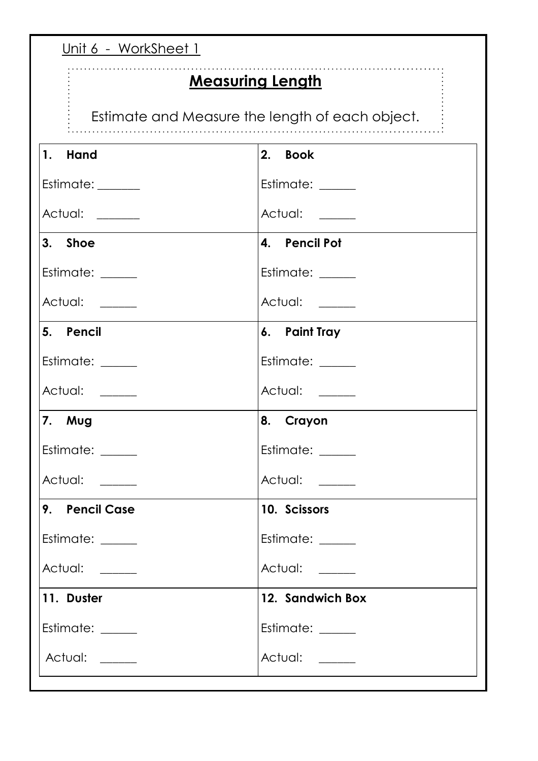Unit 6 - WorkSheet 1

## Measuring Length

Estimate and Measure the length of each object.

| **1. Hand** | **2. Book** |
|---|---|
| Estimate: _______ | Estimate: ______ |
| Actual: _______ | Actual: ______ |
| **3. Shoe** | **4. Pencil Pot** |
| Estimate: ______ | Estimate: ______ |
| Actual: ______ | Actual: ______ |
| **5. Pencil** | **6. Paint Tray** |
| Estimate: ______ | Estimate: ______ |
| Actual: ______ | Actual: ______ |
| **7. Mug** | **8. Crayon** |
| Estimate: ______ | Estimate: ______ |
| Actual: ______ | Actual: ______ |
| **9. Pencil Case** | **10. Scissors** |
| Estimate: ______ | Estimate: ______ |
| Actual: ______ | Actual: ______ |
| **11. Duster** | **12. Sandwich Box** |
| Estimate: ______ | Estimate: ______ |
| Actual: ______ | Actual: ______ |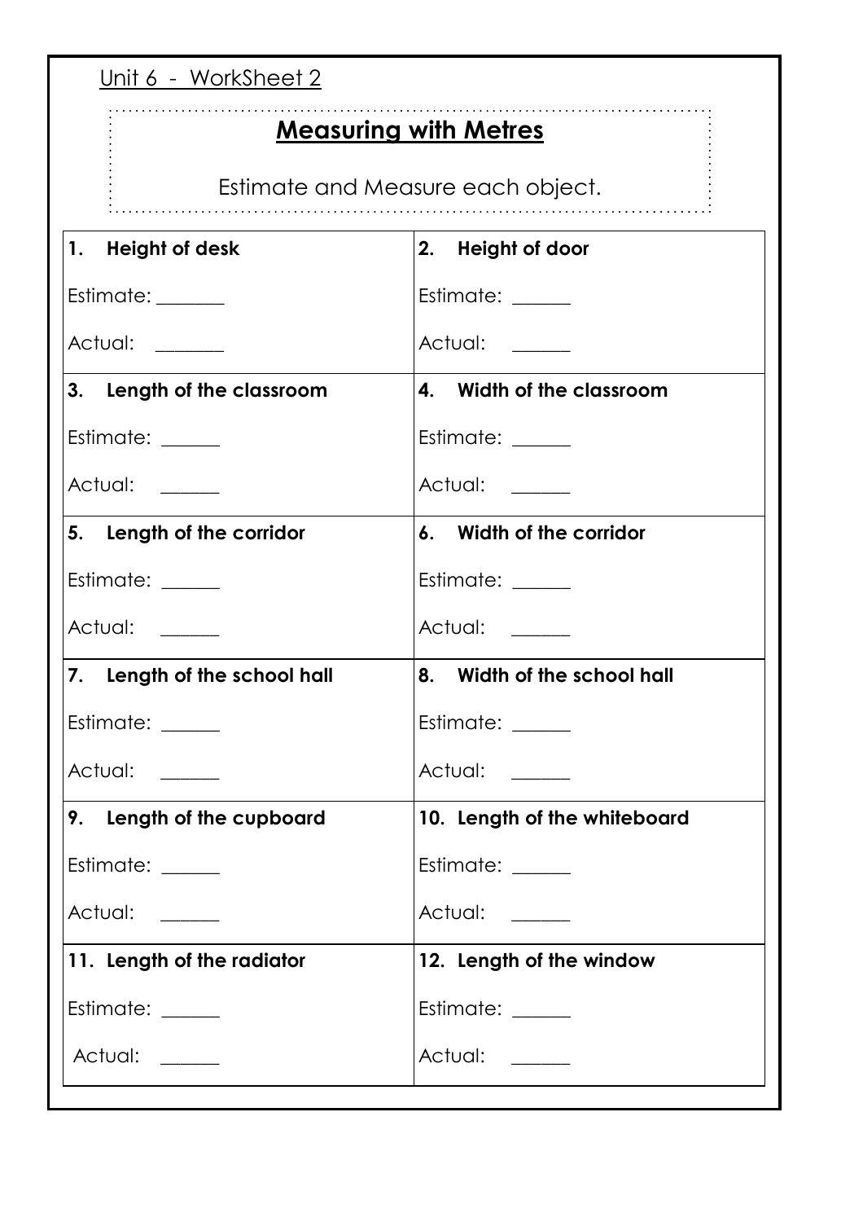Unit 6 - WorkSheet 2

## Measuring with Metres

Estimate and Measure each object.

| **1. Height of desk**<br><br>Estimate: _______<br><br>Actual: _______ | **2. Height of door**<br><br>Estimate: ______<br><br>Actual: ______ |
|---|---|
| **3. Length of the classroom**<br><br>Estimate: ______<br><br>Actual: ______ | **4. Width of the classroom**<br><br>Estimate: ______<br><br>Actual: ______ |
| **5. Length of the corridor**<br><br>Estimate: ______<br><br>Actual: ______ | **6. Width of the corridor**<br><br>Estimate: ______<br><br>Actual: ______ |
| **7. Length of the school hall**<br><br>Estimate: ______<br><br>Actual: ______ | **8. Width of the school hall**<br><br>Estimate: ______<br><br>Actual: ______ |
| **9. Length of the cupboard**<br><br>Estimate: ______<br><br>Actual: ______ | **10. Length of the whiteboard**<br><br>Estimate: ______<br><br>Actual: ______ |
| **11. Length of the radiator**<br><br>Estimate: ______<br><br>Actual: ______ | **12. Length of the window**<br><br>Estimate: ______<br><br>Actual: ______ |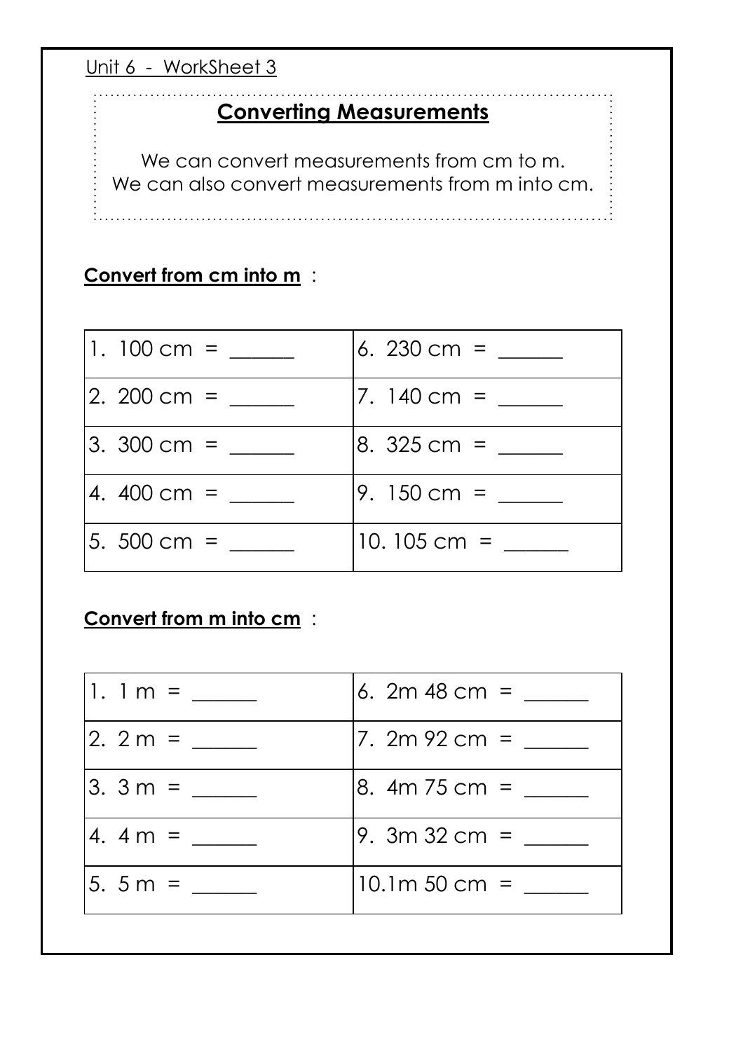Unit 6 - WorkSheet 3

## Converting Measurements

We can convert measurements from cm to m.
We can also convert measurements from m into cm.

**Convert from cm into m** :

| | |
|---|---|
| 1. 100 cm = ______ | 6. 230 cm = ______ |
| 2. 200 cm = ______ | 7. 140 cm = ______ |
| 3. 300 cm = ______ | 8. 325 cm = ______ |
| 4. 400 cm = ______ | 9. 150 cm = ______ |
| 5. 500 cm = ______ | 10. 105 cm = ______ |

**Convert from m into cm** :

| | |
|---|---|
| 1. 1 m = ______ | 6. 2m 48 cm = ______ |
| 2. 2 m = ______ | 7. 2m 92 cm = ______ |
| 3. 3 m = ______ | 8. 4m 75 cm = ______ |
| 4. 4 m = ______ | 9. 3m 32 cm = ______ |
| 5. 5 m = ______ | 10.1m 50 cm = ______ |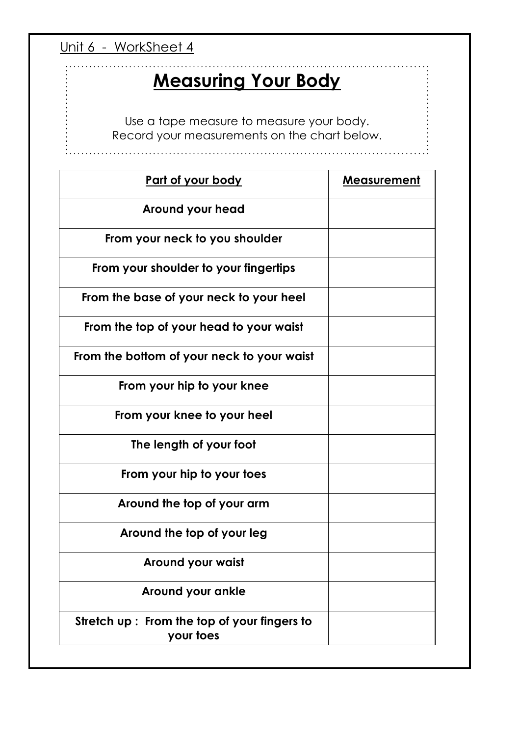Unit 6 - WorkSheet 4

# Measuring Your Body

Use a tape measure to measure your body.
Record your measurements on the chart below.

| Part of your body | Measurement |
| --- | --- |
| Around your head | |
| From your neck to you shoulder | |
| From your shoulder to your fingertips | |
| From the base of your neck to your heel | |
| From the top of your head to your waist | |
| From the bottom of your neck to your waist | |
| From your hip to your knee | |
| From your knee to your heel | |
| The length of your foot | |
| From your hip to your toes | |
| Around the top of your arm | |
| Around the top of your leg | |
| Around your waist | |
| Around your ankle | |
| Stretch up : From the top of your fingers to your toes | |